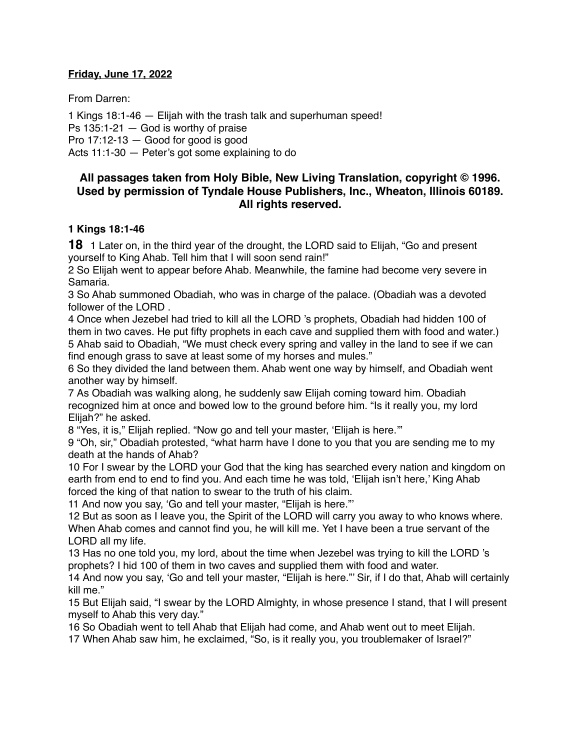**Friday, June 17, 2022**

From Darren:

1 Kings 18:1-46 — Elijah with the trash talk and superhuman speed!
Ps 135:1-21 — God is worthy of praise
Pro 17:12-13 — Good for good is good
Acts 11:1-30 — Peter's got some explaining to do

**All passages taken from Holy Bible, New Living Translation, copyright © 1996. Used by permission of Tyndale House Publishers, Inc., Wheaton, Illinois 60189. All rights reserved.**

**1 Kings 18:1-46**

**18** 1 Later on, in the third year of the drought, the LORD said to Elijah, "Go and present yourself to King Ahab. Tell him that I will soon send rain!"
2 So Elijah went to appear before Ahab. Meanwhile, the famine had become very severe in Samaria.
3 So Ahab summoned Obadiah, who was in charge of the palace. (Obadiah was a devoted follower of the LORD .
4 Once when Jezebel had tried to kill all the LORD 's prophets, Obadiah had hidden 100 of them in two caves. He put fifty prophets in each cave and supplied them with food and water.)
5 Ahab said to Obadiah, "We must check every spring and valley in the land to see if we can find enough grass to save at least some of my horses and mules."
6 So they divided the land between them. Ahab went one way by himself, and Obadiah went another way by himself.
7 As Obadiah was walking along, he suddenly saw Elijah coming toward him. Obadiah recognized him at once and bowed low to the ground before him. "Is it really you, my lord Elijah?" he asked.
8 "Yes, it is," Elijah replied. "Now go and tell your master, 'Elijah is here.'"
9 "Oh, sir," Obadiah protested, "what harm have I done to you that you are sending me to my death at the hands of Ahab?
10 For I swear by the LORD your God that the king has searched every nation and kingdom on earth from end to end to find you. And each time he was told, 'Elijah isn't here,' King Ahab forced the king of that nation to swear to the truth of his claim.
11 And now you say, 'Go and tell your master, "Elijah is here."'
12 But as soon as I leave you, the Spirit of the LORD will carry you away to who knows where. When Ahab comes and cannot find you, he will kill me. Yet I have been a true servant of the LORD all my life.
13 Has no one told you, my lord, about the time when Jezebel was trying to kill the LORD 's prophets? I hid 100 of them in two caves and supplied them with food and water.
14 And now you say, 'Go and tell your master, "Elijah is here."' Sir, if I do that, Ahab will certainly kill me."
15 But Elijah said, "I swear by the LORD Almighty, in whose presence I stand, that I will present myself to Ahab this very day."
16 So Obadiah went to tell Ahab that Elijah had come, and Ahab went out to meet Elijah.
17 When Ahab saw him, he exclaimed, "So, is it really you, you troublemaker of Israel?"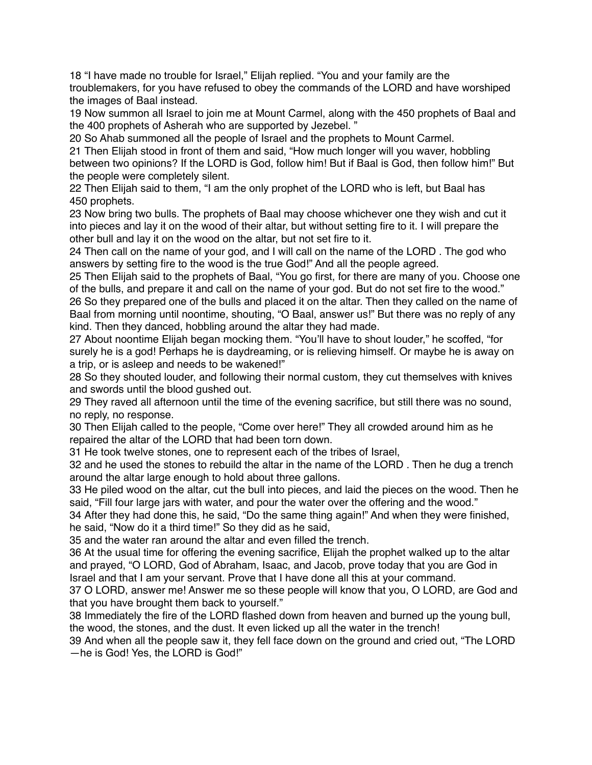18 “I have made no trouble for Israel,” Elijah replied. “You and your family are the troublemakers, for you have refused to obey the commands of the LORD and have worshiped the images of Baal instead.

19 Now summon all Israel to join me at Mount Carmel, along with the 450 prophets of Baal and the 400 prophets of Asherah who are supported by Jezebel. ”

20 So Ahab summoned all the people of Israel and the prophets to Mount Carmel.

21 Then Elijah stood in front of them and said, “How much longer will you waver, hobbling between two opinions? If the LORD is God, follow him! But if Baal is God, then follow him!” But the people were completely silent.

22 Then Elijah said to them, “I am the only prophet of the LORD who is left, but Baal has 450 prophets.

23 Now bring two bulls. The prophets of Baal may choose whichever one they wish and cut it into pieces and lay it on the wood of their altar, but without setting fire to it. I will prepare the other bull and lay it on the wood on the altar, but not set fire to it.

24 Then call on the name of your god, and I will call on the name of the LORD . The god who answers by setting fire to the wood is the true God!” And all the people agreed.

25 Then Elijah said to the prophets of Baal, “You go first, for there are many of you. Choose one of the bulls, and prepare it and call on the name of your god. But do not set fire to the wood.”

26 So they prepared one of the bulls and placed it on the altar. Then they called on the name of Baal from morning until noontime, shouting, “O Baal, answer us!” But there was no reply of any kind. Then they danced, hobbling around the altar they had made.

27 About noontime Elijah began mocking them. “You’ll have to shout louder,” he scoffed, “for surely he is a god! Perhaps he is daydreaming, or is relieving himself. Or maybe he is away on a trip, or is asleep and needs to be wakened!”

28 So they shouted louder, and following their normal custom, they cut themselves with knives and swords until the blood gushed out.

29 They raved all afternoon until the time of the evening sacrifice, but still there was no sound, no reply, no response.

30 Then Elijah called to the people, “Come over here!” They all crowded around him as he repaired the altar of the LORD that had been torn down.

31 He took twelve stones, one to represent each of the tribes of Israel,

32 and he used the stones to rebuild the altar in the name of the LORD . Then he dug a trench around the altar large enough to hold about three gallons.

33 He piled wood on the altar, cut the bull into pieces, and laid the pieces on the wood. Then he said, “Fill four large jars with water, and pour the water over the offering and the wood.”

34 After they had done this, he said, “Do the same thing again!” And when they were finished, he said, “Now do it a third time!” So they did as he said,

35 and the water ran around the altar and even filled the trench.

36 At the usual time for offering the evening sacrifice, Elijah the prophet walked up to the altar and prayed, “O LORD, God of Abraham, Isaac, and Jacob, prove today that you are God in Israel and that I am your servant. Prove that I have done all this at your command.

37 O LORD, answer me! Answer me so these people will know that you, O LORD, are God and that you have brought them back to yourself.”

38 Immediately the fire of the LORD flashed down from heaven and burned up the young bull, the wood, the stones, and the dust. It even licked up all the water in the trench!

39 And when all the people saw it, they fell face down on the ground and cried out, “The LORD —he is God! Yes, the LORD is God!”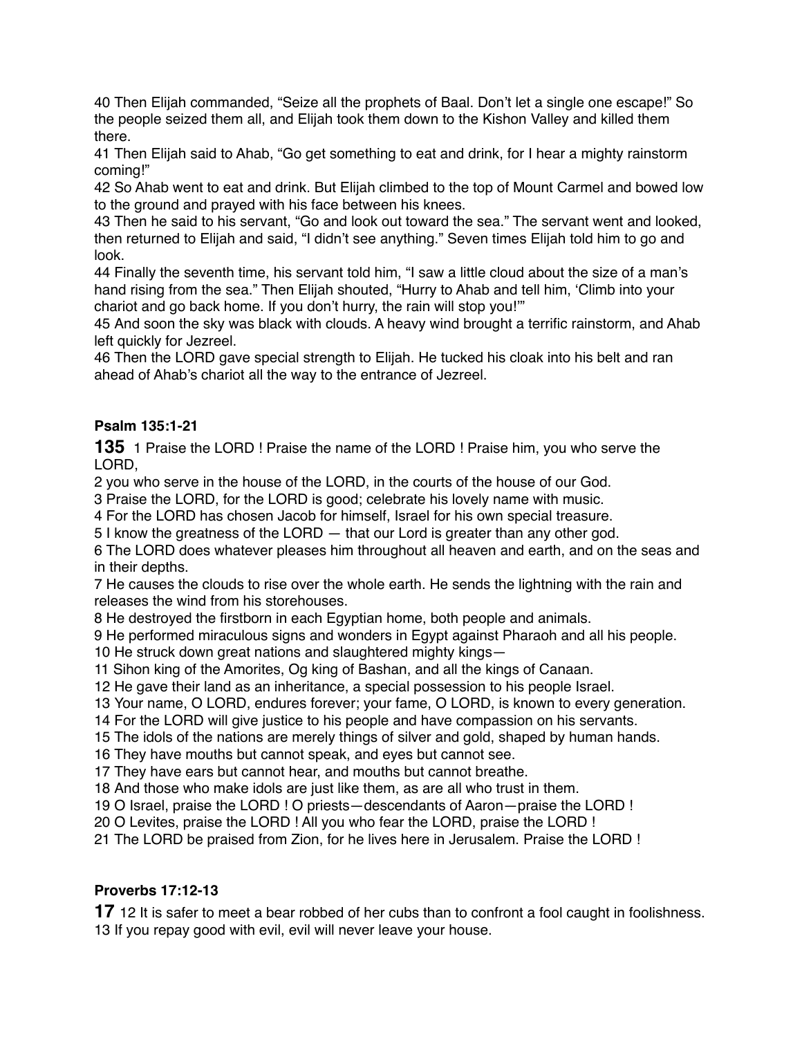40 Then Elijah commanded, "Seize all the prophets of Baal. Don't let a single one escape!" So the people seized them all, and Elijah took them down to the Kishon Valley and killed them there.
41 Then Elijah said to Ahab, "Go get something to eat and drink, for I hear a mighty rainstorm coming!"
42 So Ahab went to eat and drink. But Elijah climbed to the top of Mount Carmel and bowed low to the ground and prayed with his face between his knees.
43 Then he said to his servant, "Go and look out toward the sea." The servant went and looked, then returned to Elijah and said, "I didn't see anything." Seven times Elijah told him to go and look.
44 Finally the seventh time, his servant told him, "I saw a little cloud about the size of a man's hand rising from the sea." Then Elijah shouted, "Hurry to Ahab and tell him, 'Climb into your chariot and go back home. If you don't hurry, the rain will stop you!'"
45 And soon the sky was black with clouds. A heavy wind brought a terrific rainstorm, and Ahab left quickly for Jezreel.
46 Then the LORD gave special strength to Elijah. He tucked his cloak into his belt and ran ahead of Ahab's chariot all the way to the entrance of Jezreel.

**Psalm 135:1-21**

**135** 1 Praise the LORD ! Praise the name of the LORD ! Praise him, you who serve the LORD,
2 you who serve in the house of the LORD, in the courts of the house of our God.
3 Praise the LORD, for the LORD is good; celebrate his lovely name with music.
4 For the LORD has chosen Jacob for himself, Israel for his own special treasure.
5 I know the greatness of the LORD — that our Lord is greater than any other god.
6 The LORD does whatever pleases him throughout all heaven and earth, and on the seas and in their depths.
7 He causes the clouds to rise over the whole earth. He sends the lightning with the rain and releases the wind from his storehouses.
8 He destroyed the firstborn in each Egyptian home, both people and animals.
9 He performed miraculous signs and wonders in Egypt against Pharaoh and all his people.
10 He struck down great nations and slaughtered mighty kings—
11 Sihon king of the Amorites, Og king of Bashan, and all the kings of Canaan.
12 He gave their land as an inheritance, a special possession to his people Israel.
13 Your name, O LORD, endures forever; your fame, O LORD, is known to every generation.
14 For the LORD will give justice to his people and have compassion on his servants.
15 The idols of the nations are merely things of silver and gold, shaped by human hands.
16 They have mouths but cannot speak, and eyes but cannot see.
17 They have ears but cannot hear, and mouths but cannot breathe.
18 And those who make idols are just like them, as are all who trust in them.
19 O Israel, praise the LORD ! O priests—descendants of Aaron—praise the LORD !
20 O Levites, praise the LORD ! All you who fear the LORD, praise the LORD !
21 The LORD be praised from Zion, for he lives here in Jerusalem. Praise the LORD !

**Proverbs 17:12-13**

**17** 12 It is safer to meet a bear robbed of her cubs than to confront a fool caught in foolishness.
13 If you repay good with evil, evil will never leave your house.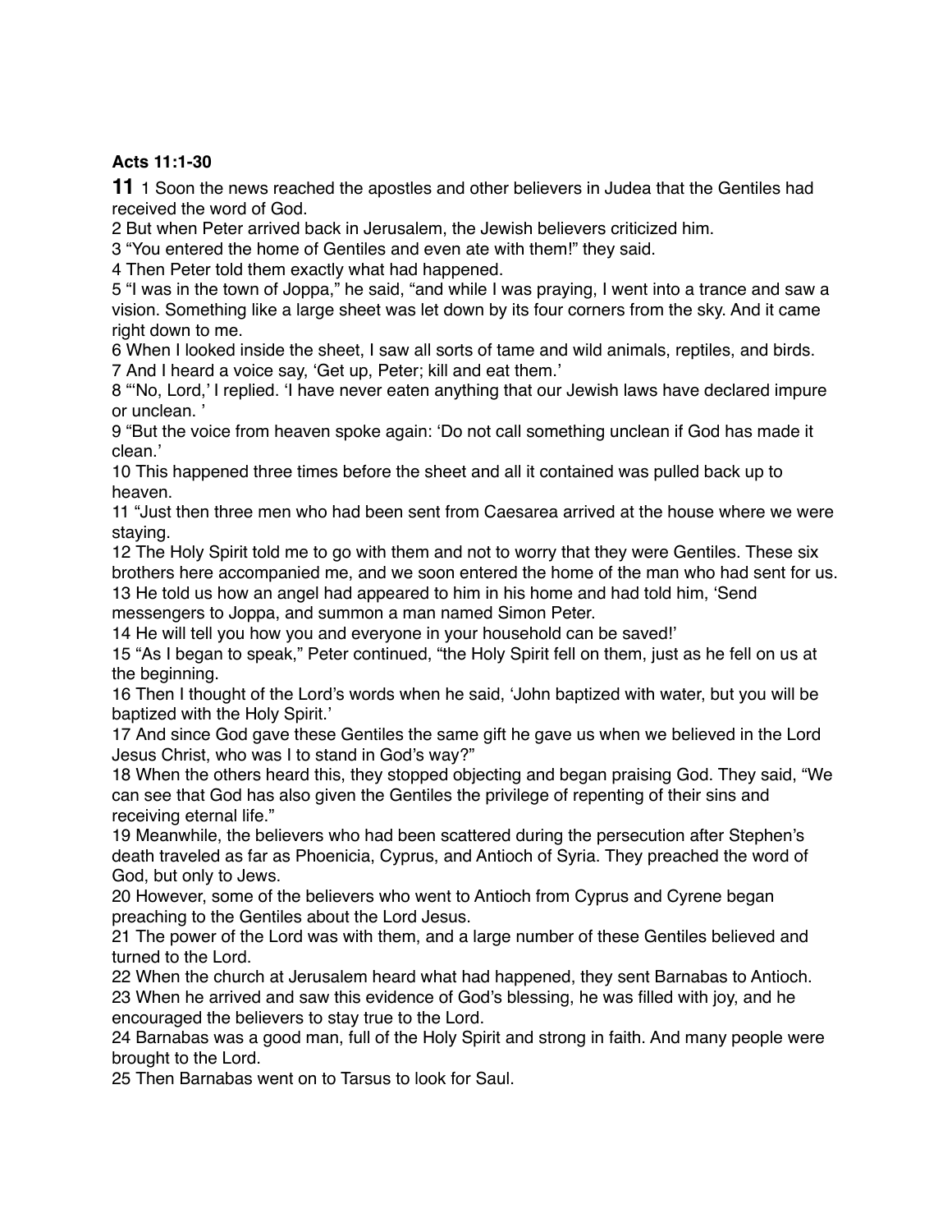**Acts 11:1-30**

**11** 1 Soon the news reached the apostles and other believers in Judea that the Gentiles had received the word of God.

2 But when Peter arrived back in Jerusalem, the Jewish believers criticized him.

3 “You entered the home of Gentiles and even ate with them!” they said.

4 Then Peter told them exactly what had happened.

5 “I was in the town of Joppa,” he said, “and while I was praying, I went into a trance and saw a vision. Something like a large sheet was let down by its four corners from the sky. And it came right down to me.

6 When I looked inside the sheet, I saw all sorts of tame and wild animals, reptiles, and birds.

7 And I heard a voice say, ‘Get up, Peter; kill and eat them.’

8 “‘No, Lord,’ I replied. ‘I have never eaten anything that our Jewish laws have declared impure or unclean. ’

9 “But the voice from heaven spoke again: ‘Do not call something unclean if God has made it clean.’

10 This happened three times before the sheet and all it contained was pulled back up to heaven.

11 “Just then three men who had been sent from Caesarea arrived at the house where we were staying.

12 The Holy Spirit told me to go with them and not to worry that they were Gentiles. These six brothers here accompanied me, and we soon entered the home of the man who had sent for us.

13 He told us how an angel had appeared to him in his home and had told him, ‘Send messengers to Joppa, and summon a man named Simon Peter.

14 He will tell you how you and everyone in your household can be saved!’

15 “As I began to speak,” Peter continued, “the Holy Spirit fell on them, just as he fell on us at the beginning.

16 Then I thought of the Lord’s words when he said, ‘John baptized with water, but you will be baptized with the Holy Spirit.’

17 And since God gave these Gentiles the same gift he gave us when we believed in the Lord Jesus Christ, who was I to stand in God’s way?”

18 When the others heard this, they stopped objecting and began praising God. They said, “We can see that God has also given the Gentiles the privilege of repenting of their sins and receiving eternal life.”

19 Meanwhile, the believers who had been scattered during the persecution after Stephen’s death traveled as far as Phoenicia, Cyprus, and Antioch of Syria. They preached the word of God, but only to Jews.

20 However, some of the believers who went to Antioch from Cyprus and Cyrene began preaching to the Gentiles about the Lord Jesus.

21 The power of the Lord was with them, and a large number of these Gentiles believed and turned to the Lord.

22 When the church at Jerusalem heard what had happened, they sent Barnabas to Antioch.

23 When he arrived and saw this evidence of God’s blessing, he was filled with joy, and he encouraged the believers to stay true to the Lord.

24 Barnabas was a good man, full of the Holy Spirit and strong in faith. And many people were brought to the Lord.

25 Then Barnabas went on to Tarsus to look for Saul.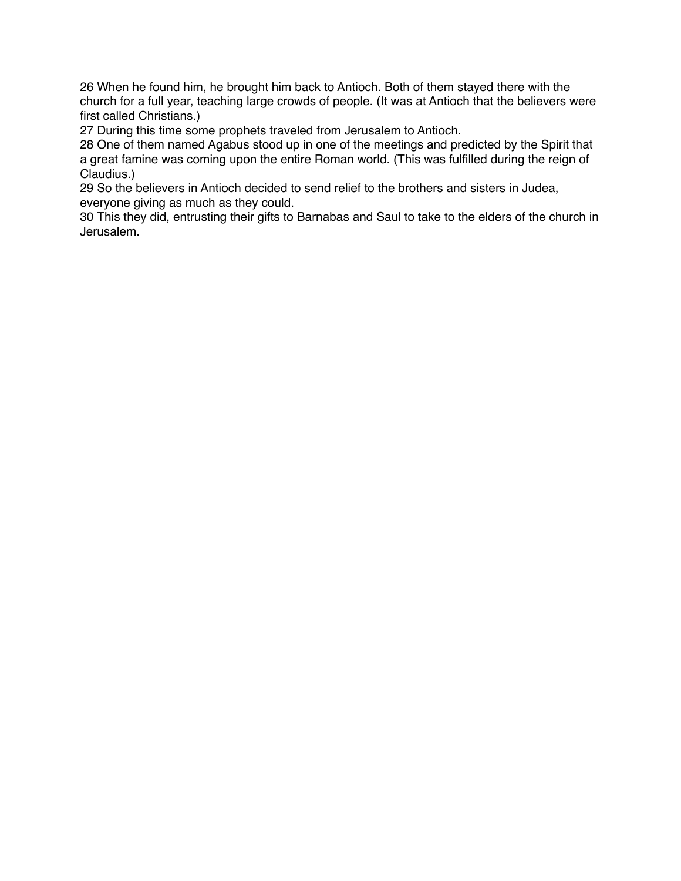26 When he found him, he brought him back to Antioch. Both of them stayed there with the church for a full year, teaching large crowds of people. (It was at Antioch that the believers were first called Christians.)
27 During this time some prophets traveled from Jerusalem to Antioch.
28 One of them named Agabus stood up in one of the meetings and predicted by the Spirit that a great famine was coming upon the entire Roman world. (This was fulfilled during the reign of Claudius.)
29 So the believers in Antioch decided to send relief to the brothers and sisters in Judea, everyone giving as much as they could.
30 This they did, entrusting their gifts to Barnabas and Saul to take to the elders of the church in Jerusalem.